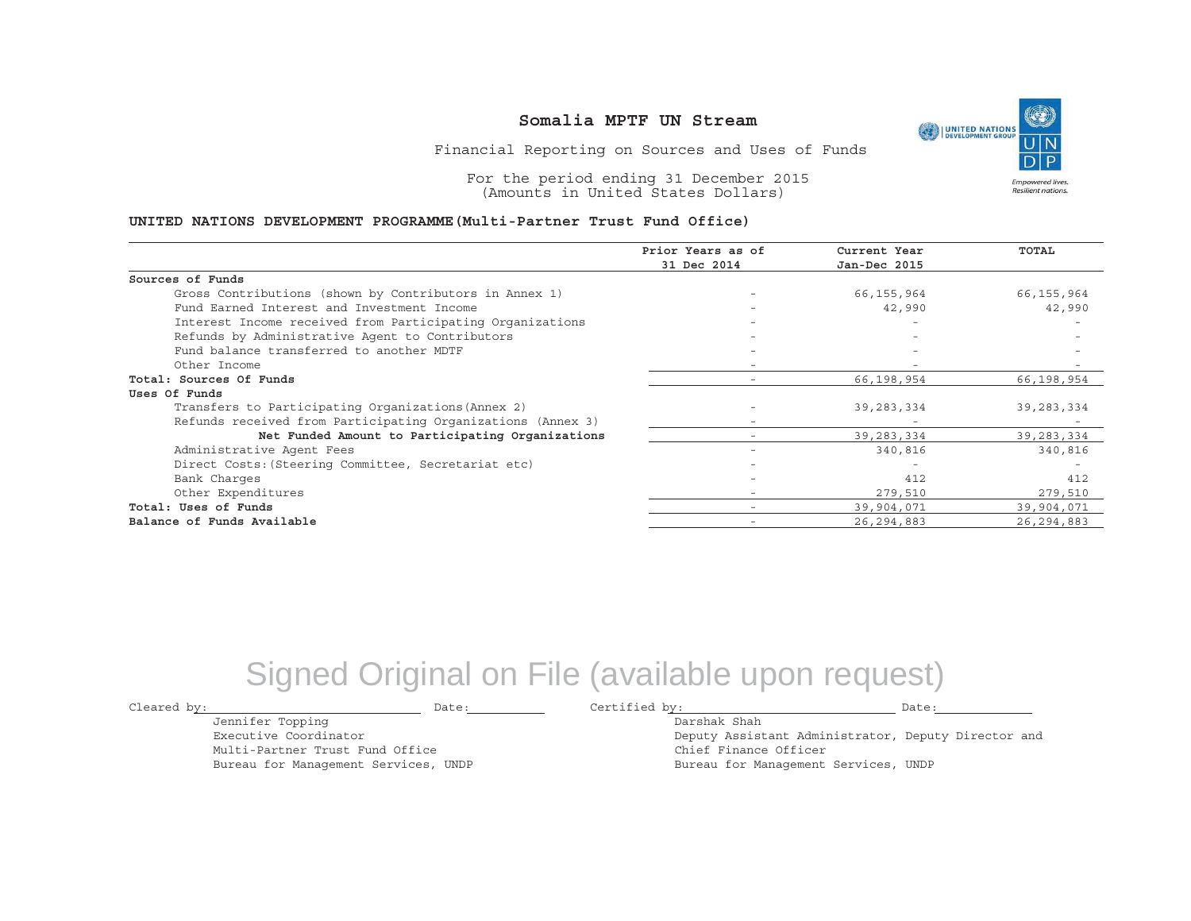# Somalia MPTF UN Stream

Financial Reporting on Sources and Uses of Funds

For the period ending 31 December 2015
(Amounts in United States Dollars)

**UNITED NATIONS DEVELOPMENT PROGRAMME(Multi-Partner Trust Fund Office)**

| | Prior Years as of 31 Dec 2014 | Current Year Jan-Dec 2015 | TOTAL |
|---|---|---|---|
| **Sources of Funds** | | | |
| Gross Contributions (shown by Contributors in Annex 1) | - | 66,155,964 | 66,155,964 |
| Fund Earned Interest and Investment Income | - | 42,990 | 42,990 |
| Interest Income received from Participating Organizations | - | - | - |
| Refunds by Administrative Agent to Contributors | - | - | - |
| Fund balance transferred to another MDTF | - | - | - |
| Other Income | - | - | - |
| **Total: Sources Of Funds** | - | 66,198,954 | 66,198,954 |
| **Uses Of Funds** | | | |
| Transfers to Participating Organizations(Annex 2) | - | 39,283,334 | 39,283,334 |
| Refunds received from Participating Organizations (Annex 3) | - | - | - |
| **Net Funded Amount to Participating Organizations** | - | 39,283,334 | 39,283,334 |
| Administrative Agent Fees | - | 340,816 | 340,816 |
| Direct Costs:(Steering Committee, Secretariat etc) | - | - | - |
| Bank Charges | - | 412 | 412 |
| Other Expenditures | - | 279,510 | 279,510 |
| **Total: Uses of Funds** | - | 39,904,071 | 39,904,071 |
| **Balance of Funds Available** | - | 26,294,883 | 26,294,883 |

Signed Original on File (available upon request)

Cleared by: ______________________ Date: __________

Jennifer Topping
Executive Coordinator
Multi-Partner Trust Fund Office
Bureau for Management Services, UNDP

Certified by: ______________________ Date: __________

Darshak Shah
Deputy Assistant Administrator, Deputy Director and Chief Finance Officer
Bureau for Management Services, UNDP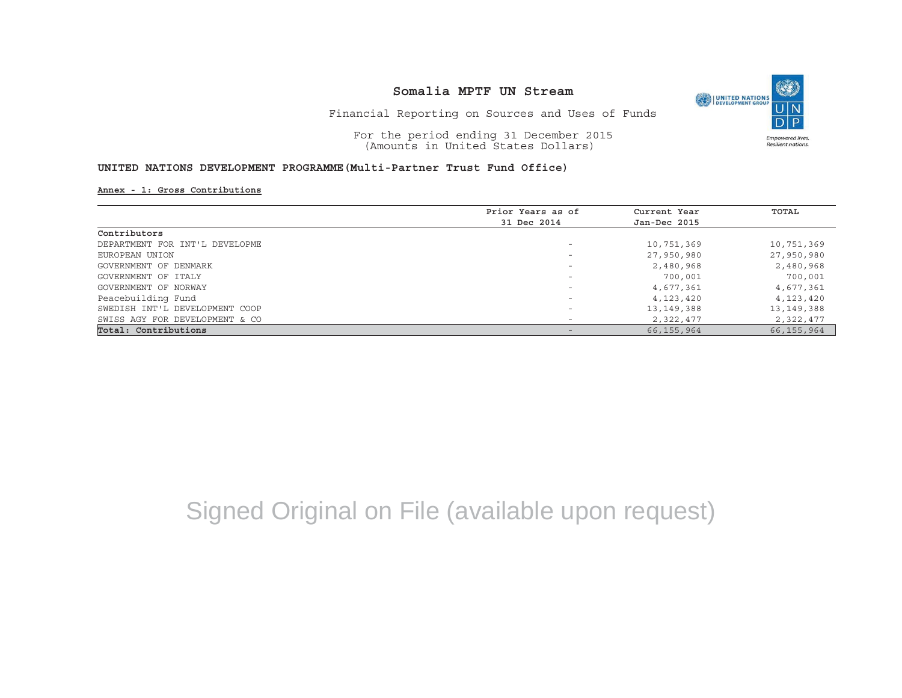# Somalia MPTF UN Stream

Financial Reporting on Sources and Uses of Funds

For the period ending 31 December 2015
(Amounts in United States Dollars)

**UNITED NATIONS DEVELOPMENT PROGRAMME(Multi-Partner Trust Fund Office)**

**Annex - 1: Gross Contributions**

| | Prior Years as of 31 Dec 2014 | Current Year Jan-Dec 2015 | TOTAL |
|---|---|---|---|
| **Contributors** | | | |
| DEPARTMENT FOR INT'L DEVELOPME | - | 10,751,369 | 10,751,369 |
| EUROPEAN UNION | - | 27,950,980 | 27,950,980 |
| GOVERNMENT OF DENMARK | - | 2,480,968 | 2,480,968 |
| GOVERNMENT OF ITALY | - | 700,001 | 700,001 |
| GOVERNMENT OF NORWAY | - | 4,677,361 | 4,677,361 |
| Peacebuilding Fund | - | 4,123,420 | 4,123,420 |
| SWEDISH INT'L DEVELOPMENT COOP | - | 13,149,388 | 13,149,388 |
| SWISS AGY FOR DEVELOPMENT & CO | - | 2,322,477 | 2,322,477 |
| **Total: Contributions** | - | 66,155,964 | 66,155,964 |

Signed Original on File (available upon request)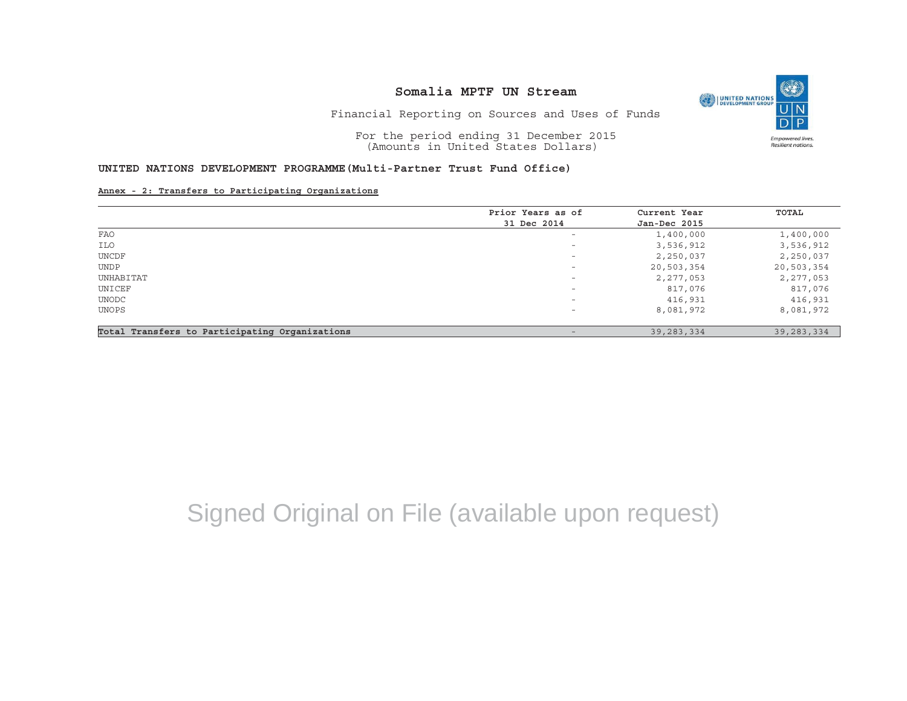# Somalia MPTF UN Stream

Financial Reporting on Sources and Uses of Funds

For the period ending 31 December 2015
(Amounts in United States Dollars)

**UNITED NATIONS DEVELOPMENT PROGRAMME(Multi-Partner Trust Fund Office)**

**Annex - 2: Transfers to Participating Organizations**

| | Prior Years as of 31 Dec 2014 | Current Year Jan-Dec 2015 | TOTAL |
|---|---|---|---|
| FAO | - | 1,400,000 | 1,400,000 |
| ILO | - | 3,536,912 | 3,536,912 |
| UNCDF | - | 2,250,037 | 2,250,037 |
| UNDP | - | 20,503,354 | 20,503,354 |
| UNHABITAT | - | 2,277,053 | 2,277,053 |
| UNICEF | - | 817,076 | 817,076 |
| UNODC | - | 416,931 | 416,931 |
| UNOPS | - | 8,081,972 | 8,081,972 |
| **Total Transfers to Participating Organizations** | - | 39,283,334 | 39,283,334 |

Signed Original on File (available upon request)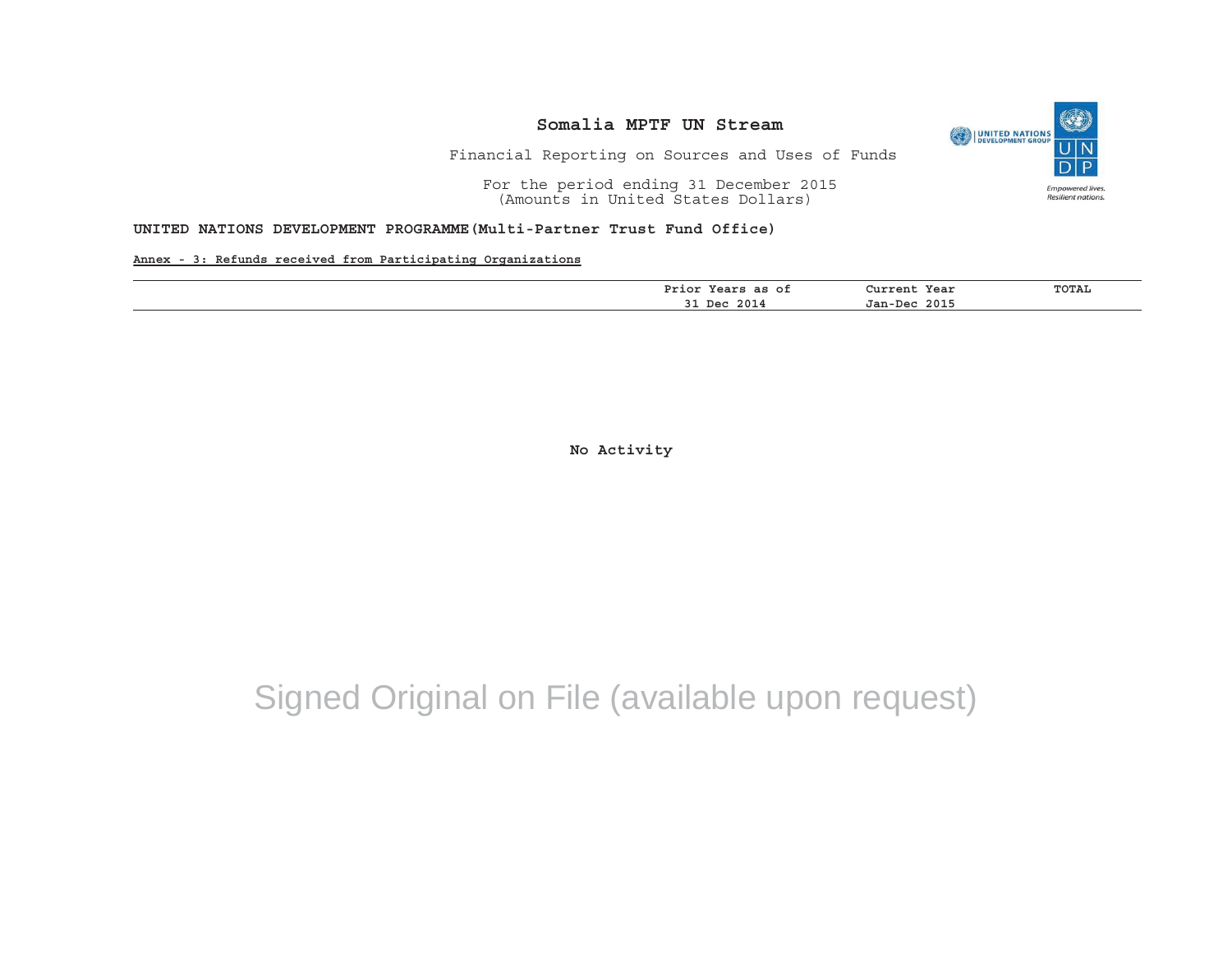# Somalia MPTF UN Stream

Financial Reporting on Sources and Uses of Funds

For the period ending 31 December 2015
(Amounts in United States Dollars)

**UNITED NATIONS DEVELOPMENT PROGRAMME(Multi-Partner Trust Fund Office)**

**Annex - 3: Refunds received from Participating Organizations**

| | Prior Years as of 31 Dec 2014 | Current Year Jan-Dec 2015 | TOTAL |
|---|---|---|---|

**No Activity**

Signed Original on File (available upon request)